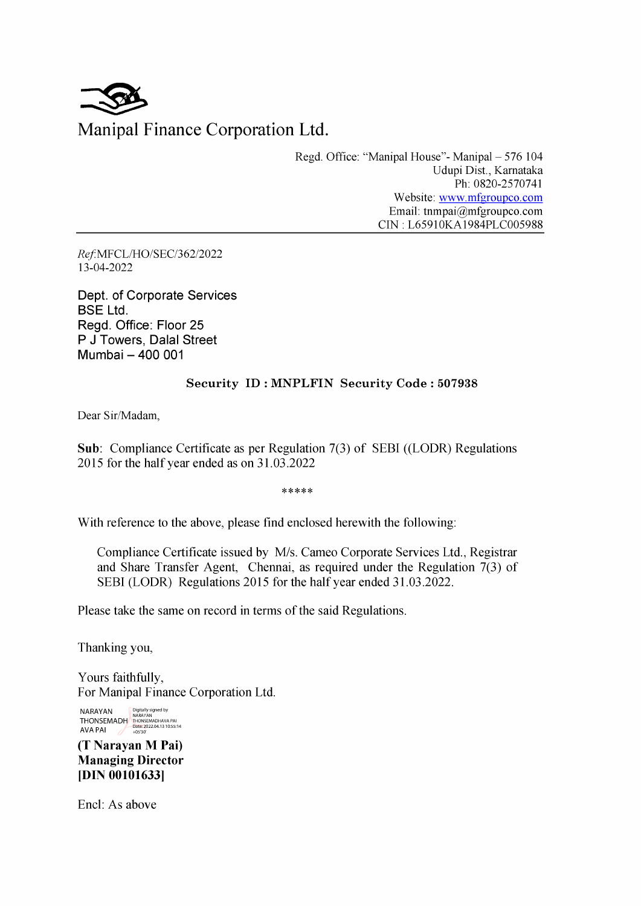# Manipal Finance Corporation Ltd.

Regd. Office: "Manipal House"- Manipal – 576 104
Udupi Dist., Karnataka
Ph: 0820-2570741
Website: www.mfgroupco.com
Email: tnmpai@mfgroupco.com
CIN : L65910KA1984PLC005988

*Ref*:MFCL/HO/SEC/362/2022
13-04-2022

Dept. of Corporate Services
BSE Ltd.
Regd. Office: Floor 25
P J Towers, Dalal Street
Mumbai – 400 001

**Security ID : MNPLFIN Security Code : 507938**

Dear Sir/Madam,

**Sub**: Compliance Certificate as per Regulation 7(3) of SEBI ((LODR) Regulations 2015 for the half year ended as on 31.03.2022

*****

With reference to the above, please find enclosed herewith the following:

Compliance Certificate issued by M/s. Cameo Corporate Services Ltd., Registrar and Share Transfer Agent, Chennai, as required under the Regulation 7(3) of SEBI (LODR) Regulations 2015 for the half year ended 31.03.2022.

Please take the same on record in terms of the said Regulations.

Thanking you,

Yours faithfully,
For Manipal Finance Corporation Ltd.

NARAYAN THONSEMADHAVA PAI
Digitally signed by NARAYAN THONSEMADHAVA PAI
Date: 2022.04.13 10:55:14 +05'30'

**(T Narayan M Pai)**
**Managing Director**
**[DIN 00101633]**

Encl: As above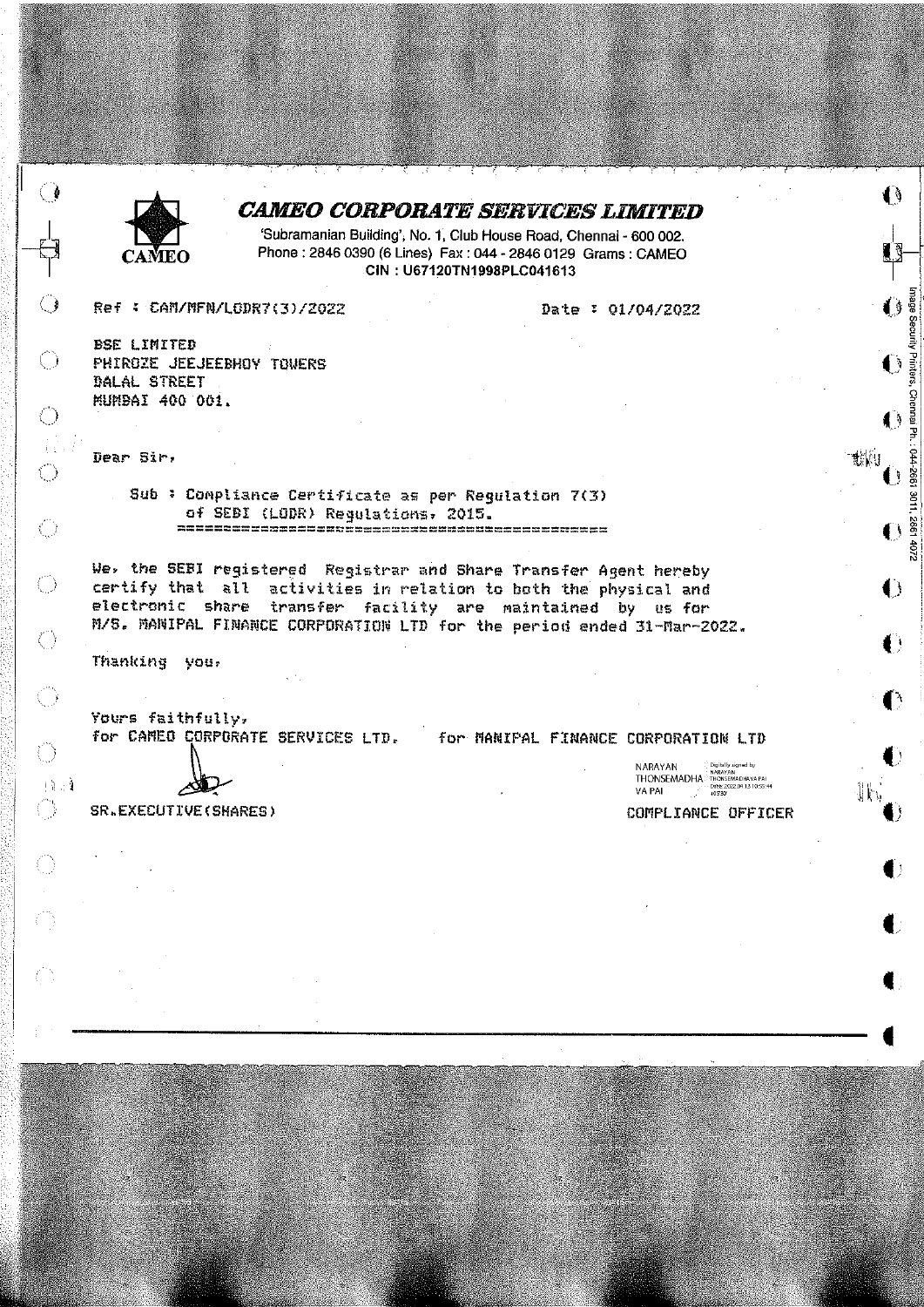# CAMEO CORPORATE SERVICES LIMITED

'Subramanian Building', No. 1, Club House Road, Chennai - 600 002.
Phone : 2846 0390 (6 Lines) Fax : 044 - 2846 0129 Grams : CAMEO
CIN : U67120TN1998PLC041613

Ref : CAM/MFN/LODR7(3)/2022 Date : 01/04/2022

BSE LIMITED
PHIROZE JEEJEEBHOY TOWERS
DALAL STREET
MUMBAI 400 001.

Dear Sir,

Sub : Compliance Certificate as per Regulation 7(3) of SEBI (LODR) Regulations, 2015.

We, the SEBI registered Registrar and Share Transfer Agent hereby certify that all activities in relation to both the physical and electronic share transfer facility are maintained by us for M/S. MANIPAL FINANCE CORPORATION LTD for the period ended 31-Mar-2022.

Thanking you,

Yours faithfully,

for CAMEO CORPORATE SERVICES LTD. for MANIPAL FINANCE CORPORATION LTD

NARAYAN THONSEMADHAVA PAI

SR.EXECUTIVE(SHARES) COMPLIANCE OFFICER